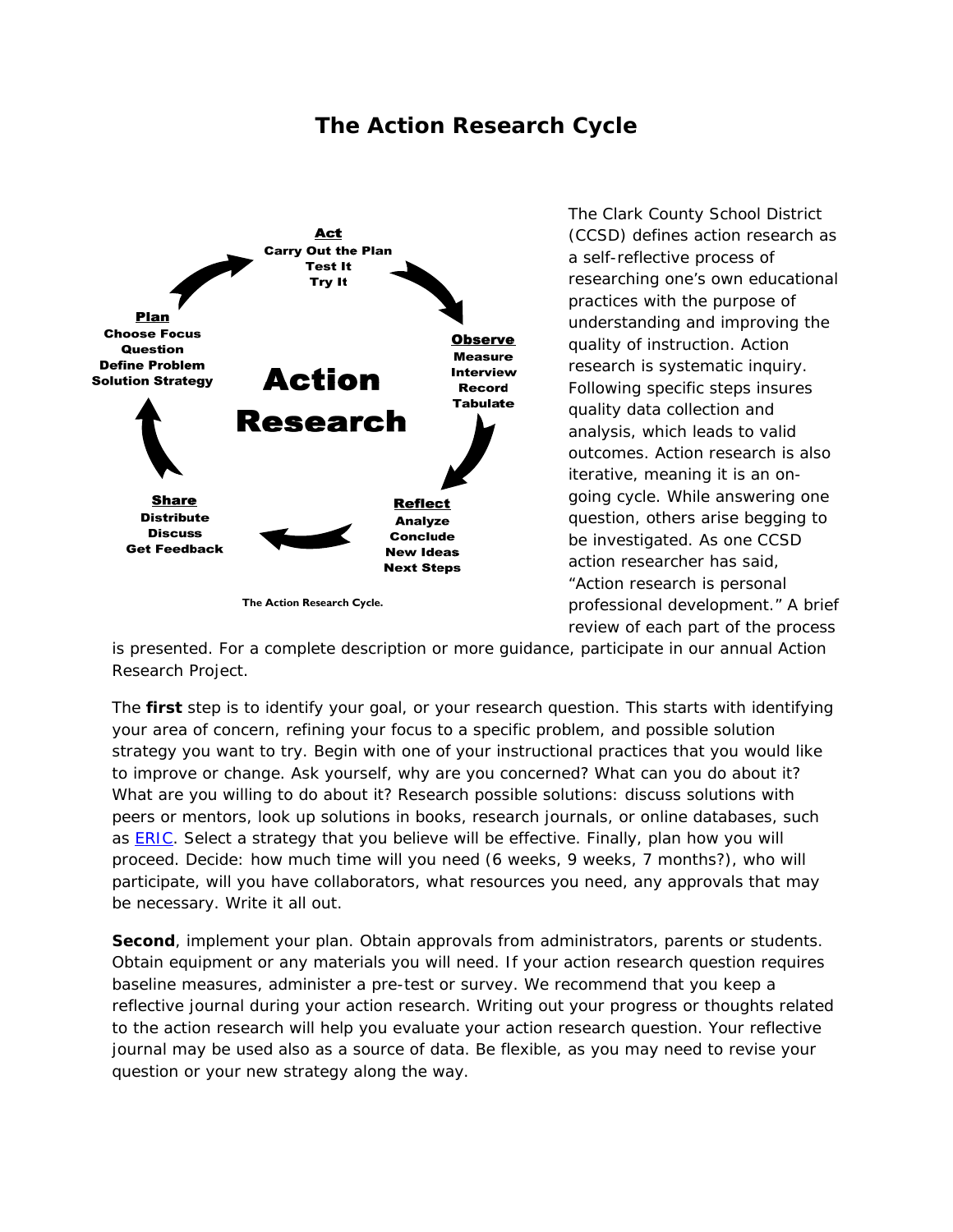# The Action Research Cycle

**Act**
Carry Out the Plan
Test It
Try It

**Observe**
Measure
Interview
Record
Tabulate

**Reflect**
Analyze
Conclude
New Ideas
Next Steps

**Share**
Distribute
Discuss
Get Feedback

**Plan**
Choose Focus Question
Define Problem
Solution Strategy

**Action Research**

The Action Research Cycle.

The Clark County School District (CCSD) defines action research as a self-reflective process of researching one's own educational practices with the purpose of understanding and improving the quality of instruction. Action research is systematic inquiry. Following specific steps insures quality data collection and analysis, which leads to valid outcomes. Action research is also iterative, meaning it is an on-going cycle. While answering one question, others arise begging to be investigated. As one CCSD action researcher has said, "Action research is personal professional development." A brief review of each part of the process is presented. For a complete description or more guidance, participate in our annual Action Research Project.

The **first** step is to identify your goal, or your research question. This starts with identifying your area of concern, refining your focus to a specific problem, and possible solution strategy you want to try. Begin with one of your instructional practices that you would like to improve or change. Ask yourself, why are you concerned? What can you do about it? What are you willing to do about it? Research possible solutions: discuss solutions with peers or mentors, look up solutions in books, research journals, or online databases, such as ERIC. Select a strategy that you believe will be effective. Finally, plan how you will proceed. Decide: how much time will you need (6 weeks, 9 weeks, 7 months?), who will participate, will you have collaborators, what resources you need, any approvals that may be necessary. Write it all out.

**Second**, implement your plan. Obtain approvals from administrators, parents or students. Obtain equipment or any materials you will need. If your action research question requires baseline measures, administer a pre-test or survey. We recommend that you keep a reflective journal during your action research. Writing out your progress or thoughts related to the action research will help you evaluate your action research question. Your reflective journal may be used also as a source of data. Be flexible, as you may need to revise your question or your new strategy along the way.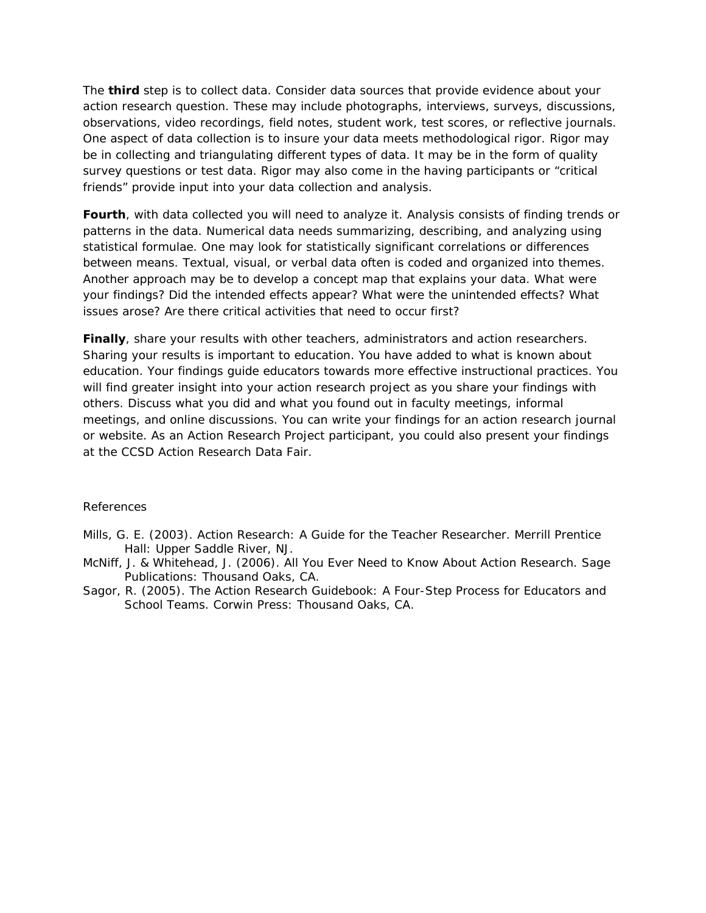The **third** step is to collect data. Consider data sources that provide evidence about your action research question. These may include photographs, interviews, surveys, discussions, observations, video recordings, field notes, student work, test scores, or reflective journals. One aspect of data collection is to insure your data meets methodological rigor. Rigor may be in collecting and triangulating different types of data. It may be in the form of quality survey questions or test data. Rigor may also come in the having participants or "critical friends" provide input into your data collection and analysis.

**Fourth**, with data collected you will need to analyze it. Analysis consists of finding trends or patterns in the data. Numerical data needs summarizing, describing, and analyzing using statistical formulae. One may look for statistically significant correlations or differences between means. Textual, visual, or verbal data often is coded and organized into themes. Another approach may be to develop a concept map that explains your data. What were your findings? Did the intended effects appear? What were the unintended effects? What issues arose? Are there critical activities that need to occur first?

**Finally**, share your results with other teachers, administrators and action researchers. Sharing your results is important to education. You have added to what is known about education. Your findings guide educators towards more effective instructional practices. You will find greater insight into your action research project as you share your findings with others. Discuss what you did and what you found out in faculty meetings, informal meetings, and online discussions. You can write your findings for an action research journal or website. As an Action Research Project participant, you could also present your findings at the CCSD Action Research Data Fair.

References

Mills, G. E. (2003). Action Research: A Guide for the Teacher Researcher. Merrill Prentice Hall: Upper Saddle River, NJ.

McNiff, J. & Whitehead, J. (2006). All You Ever Need to Know About Action Research. Sage Publications: Thousand Oaks, CA.

Sagor, R. (2005). The Action Research Guidebook: A Four-Step Process for Educators and School Teams. Corwin Press: Thousand Oaks, CA.